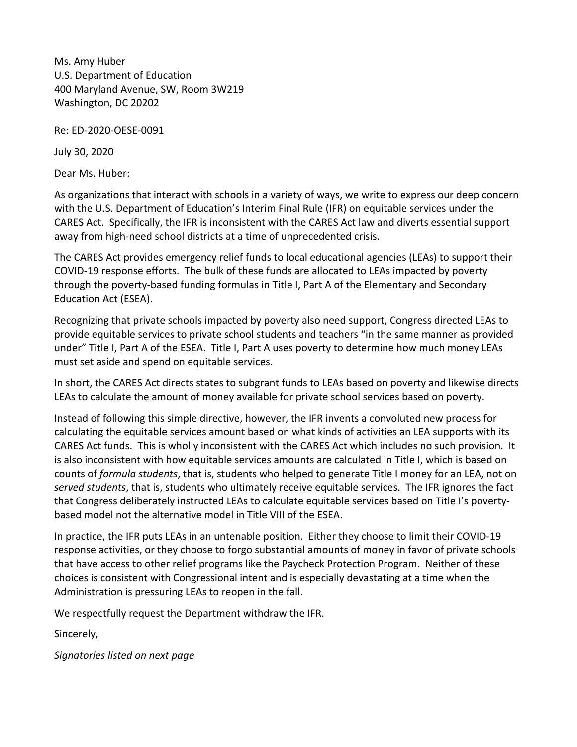Ms. Amy Huber
U.S. Department of Education
400 Maryland Avenue, SW, Room 3W219
Washington, DC 20202

Re: ED-2020-OESE-0091

July 30, 2020

Dear Ms. Huber:

As organizations that interact with schools in a variety of ways, we write to express our deep concern with the U.S. Department of Education's Interim Final Rule (IFR) on equitable services under the CARES Act. Specifically, the IFR is inconsistent with the CARES Act law and diverts essential support away from high-need school districts at a time of unprecedented crisis.

The CARES Act provides emergency relief funds to local educational agencies (LEAs) to support their COVID-19 response efforts. The bulk of these funds are allocated to LEAs impacted by poverty through the poverty-based funding formulas in Title I, Part A of the Elementary and Secondary Education Act (ESEA).

Recognizing that private schools impacted by poverty also need support, Congress directed LEAs to provide equitable services to private school students and teachers "in the same manner as provided under" Title I, Part A of the ESEA. Title I, Part A uses poverty to determine how much money LEAs must set aside and spend on equitable services.

In short, the CARES Act directs states to subgrant funds to LEAs based on poverty and likewise directs LEAs to calculate the amount of money available for private school services based on poverty.

Instead of following this simple directive, however, the IFR invents a convoluted new process for calculating the equitable services amount based on what kinds of activities an LEA supports with its CARES Act funds. This is wholly inconsistent with the CARES Act which includes no such provision. It is also inconsistent with how equitable services amounts are calculated in Title I, which is based on counts of *formula students*, that is, students who helped to generate Title I money for an LEA, not on *served students*, that is, students who ultimately receive equitable services. The IFR ignores the fact that Congress deliberately instructed LEAs to calculate equitable services based on Title I's poverty-based model not the alternative model in Title VIII of the ESEA.

In practice, the IFR puts LEAs in an untenable position. Either they choose to limit their COVID-19 response activities, or they choose to forgo substantial amounts of money in favor of private schools that have access to other relief programs like the Paycheck Protection Program. Neither of these choices is consistent with Congressional intent and is especially devastating at a time when the Administration is pressuring LEAs to reopen in the fall.

We respectfully request the Department withdraw the IFR.

Sincerely,

*Signatories listed on next page*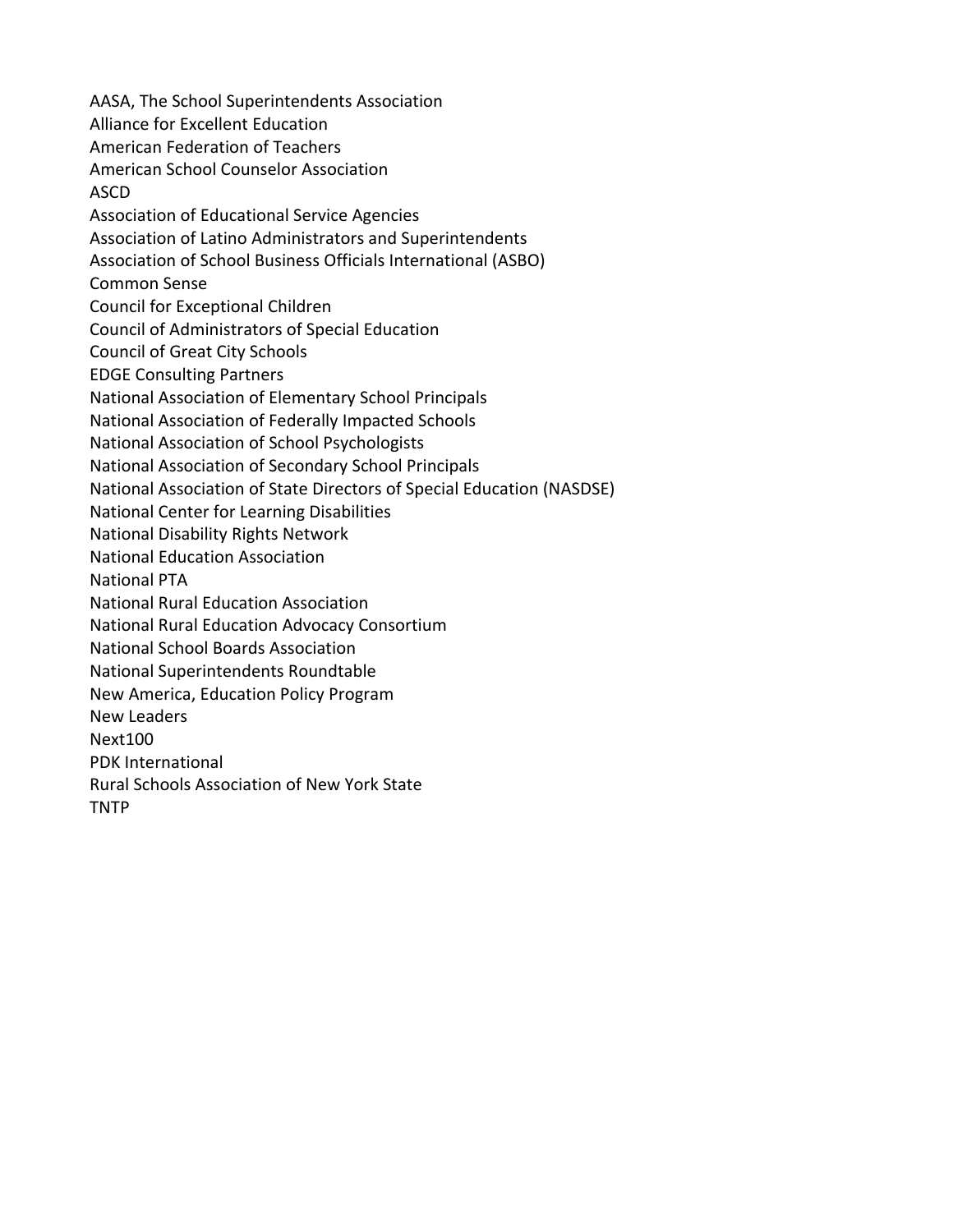AASA, The School Superintendents Association
Alliance for Excellent Education
American Federation of Teachers
American School Counselor Association
ASCD
Association of Educational Service Agencies
Association of Latino Administrators and Superintendents
Association of School Business Officials International (ASBO)
Common Sense
Council for Exceptional Children
Council of Administrators of Special Education
Council of Great City Schools
EDGE Consulting Partners
National Association of Elementary School Principals
National Association of Federally Impacted Schools
National Association of School Psychologists
National Association of Secondary School Principals
National Association of State Directors of Special Education (NASDSE)
National Center for Learning Disabilities
National Disability Rights Network
National Education Association
National PTA
National Rural Education Association
National Rural Education Advocacy Consortium
National School Boards Association
National Superintendents Roundtable
New America, Education Policy Program
New Leaders
Next100
PDK International
Rural Schools Association of New York State
TNTP